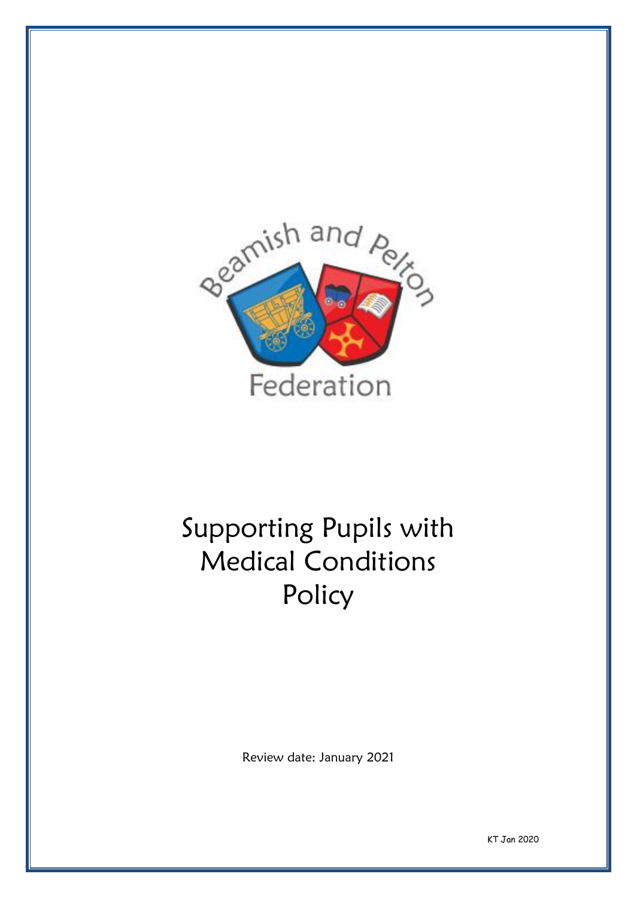Beamish and Pelton Federation

# Supporting Pupils with Medical Conditions Policy

Review date: January 2021

KT Jan 2020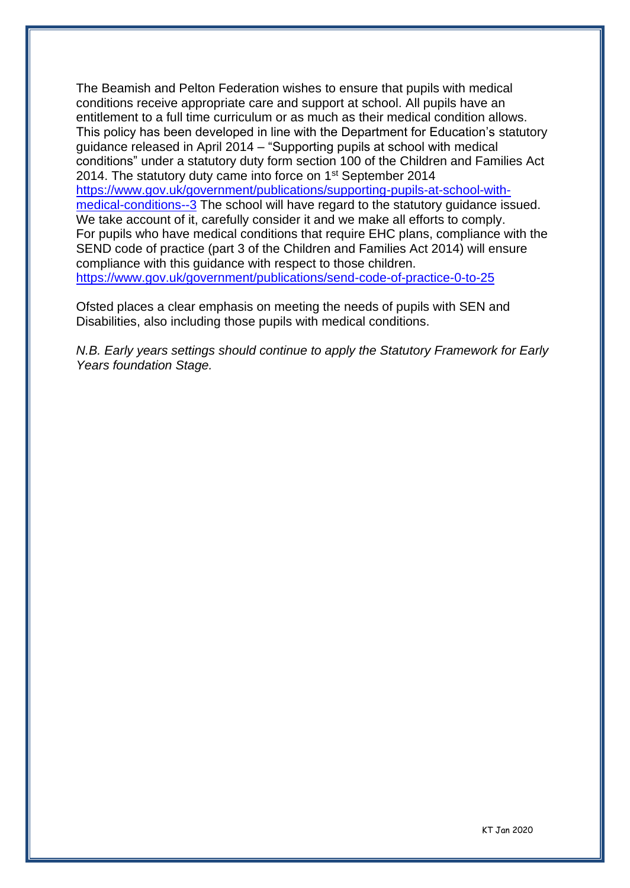The Beamish and Pelton Federation wishes to ensure that pupils with medical conditions receive appropriate care and support at school. All pupils have an entitlement to a full time curriculum or as much as their medical condition allows. This policy has been developed in line with the Department for Education's statutory guidance released in April 2014 – "Supporting pupils at school with medical conditions" under a statutory duty form section 100 of the Children and Families Act 2014. The statutory duty came into force on 1st September 2014 https://www.gov.uk/government/publications/supporting-pupils-at-school-with-medical-conditions--3 The school will have regard to the statutory guidance issued. We take account of it, carefully consider it and we make all efforts to comply. For pupils who have medical conditions that require EHC plans, compliance with the SEND code of practice (part 3 of the Children and Families Act 2014) will ensure compliance with this guidance with respect to those children. https://www.gov.uk/government/publications/send-code-of-practice-0-to-25

Ofsted places a clear emphasis on meeting the needs of pupils with SEN and Disabilities, also including those pupils with medical conditions.

*N.B. Early years settings should continue to apply the Statutory Framework for Early Years foundation Stage.*

KT Jan 2020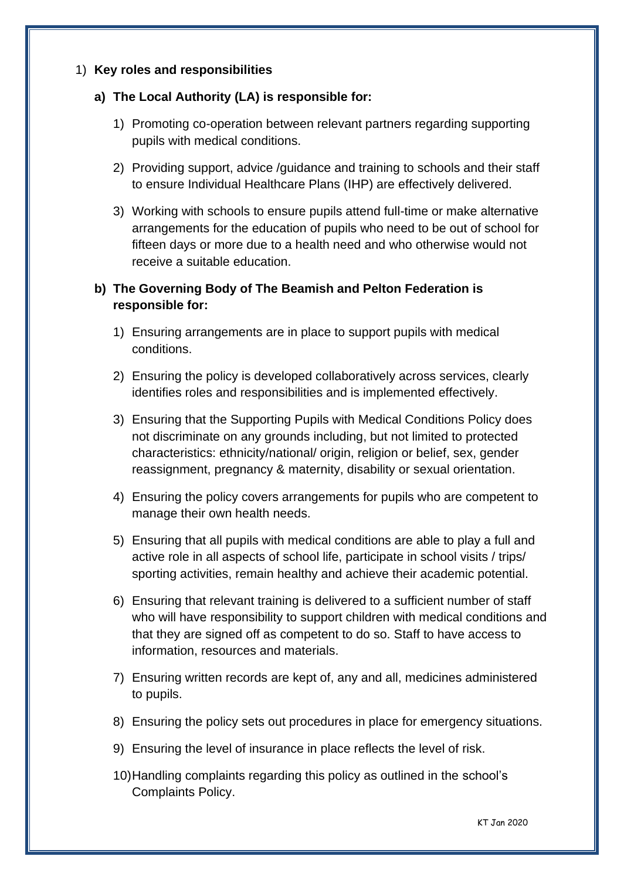1) **Key roles and responsibilities**

**a) The Local Authority (LA) is responsible for:**

1) Promoting co-operation between relevant partners regarding supporting pupils with medical conditions.

2) Providing support, advice /guidance and training to schools and their staff to ensure Individual Healthcare Plans (IHP) are effectively delivered.

3) Working with schools to ensure pupils attend full-time or make alternative arrangements for the education of pupils who need to be out of school for fifteen days or more due to a health need and who otherwise would not receive a suitable education.

**b) The Governing Body of The Beamish and Pelton Federation is responsible for:**

1) Ensuring arrangements are in place to support pupils with medical conditions.

2) Ensuring the policy is developed collaboratively across services, clearly identifies roles and responsibilities and is implemented effectively.

3) Ensuring that the Supporting Pupils with Medical Conditions Policy does not discriminate on any grounds including, but not limited to protected characteristics: ethnicity/national/ origin, religion or belief, sex, gender reassignment, pregnancy & maternity, disability or sexual orientation.

4) Ensuring the policy covers arrangements for pupils who are competent to manage their own health needs.

5) Ensuring that all pupils with medical conditions are able to play a full and active role in all aspects of school life, participate in school visits / trips/ sporting activities, remain healthy and achieve their academic potential.

6) Ensuring that relevant training is delivered to a sufficient number of staff who will have responsibility to support children with medical conditions and that they are signed off as competent to do so. Staff to have access to information, resources and materials.

7) Ensuring written records are kept of, any and all, medicines administered to pupils.

8) Ensuring the policy sets out procedures in place for emergency situations.

9) Ensuring the level of insurance in place reflects the level of risk.

10) Handling complaints regarding this policy as outlined in the school's Complaints Policy.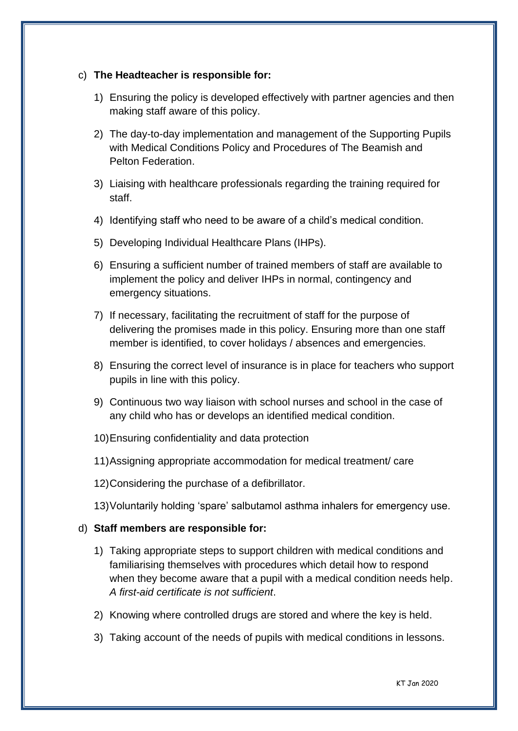c) **The Headteacher is responsible for:**

1) Ensuring the policy is developed effectively with partner agencies and then making staff aware of this policy.
2) The day-to-day implementation and management of the Supporting Pupils with Medical Conditions Policy and Procedures of The Beamish and Pelton Federation.
3) Liaising with healthcare professionals regarding the training required for staff.
4) Identifying staff who need to be aware of a child's medical condition.
5) Developing Individual Healthcare Plans (IHPs).
6) Ensuring a sufficient number of trained members of staff are available to implement the policy and deliver IHPs in normal, contingency and emergency situations.
7) If necessary, facilitating the recruitment of staff for the purpose of delivering the promises made in this policy. Ensuring more than one staff member is identified, to cover holidays / absences and emergencies.
8) Ensuring the correct level of insurance is in place for teachers who support pupils in line with this policy.
9) Continuous two way liaison with school nurses and school in the case of any child who has or develops an identified medical condition.
10) Ensuring confidentiality and data protection
11) Assigning appropriate accommodation for medical treatment/ care
12) Considering the purchase of a defibrillator.
13) Voluntarily holding 'spare' salbutamol asthma inhalers for emergency use.

d) **Staff members are responsible for:**

1) Taking appropriate steps to support children with medical conditions and familiarising themselves with procedures which detail how to respond when they become aware that a pupil with a medical condition needs help. *A first-aid certificate is not sufficient*.
2) Knowing where controlled drugs are stored and where the key is held.
3) Taking account of the needs of pupils with medical conditions in lessons.

KT Jan 2020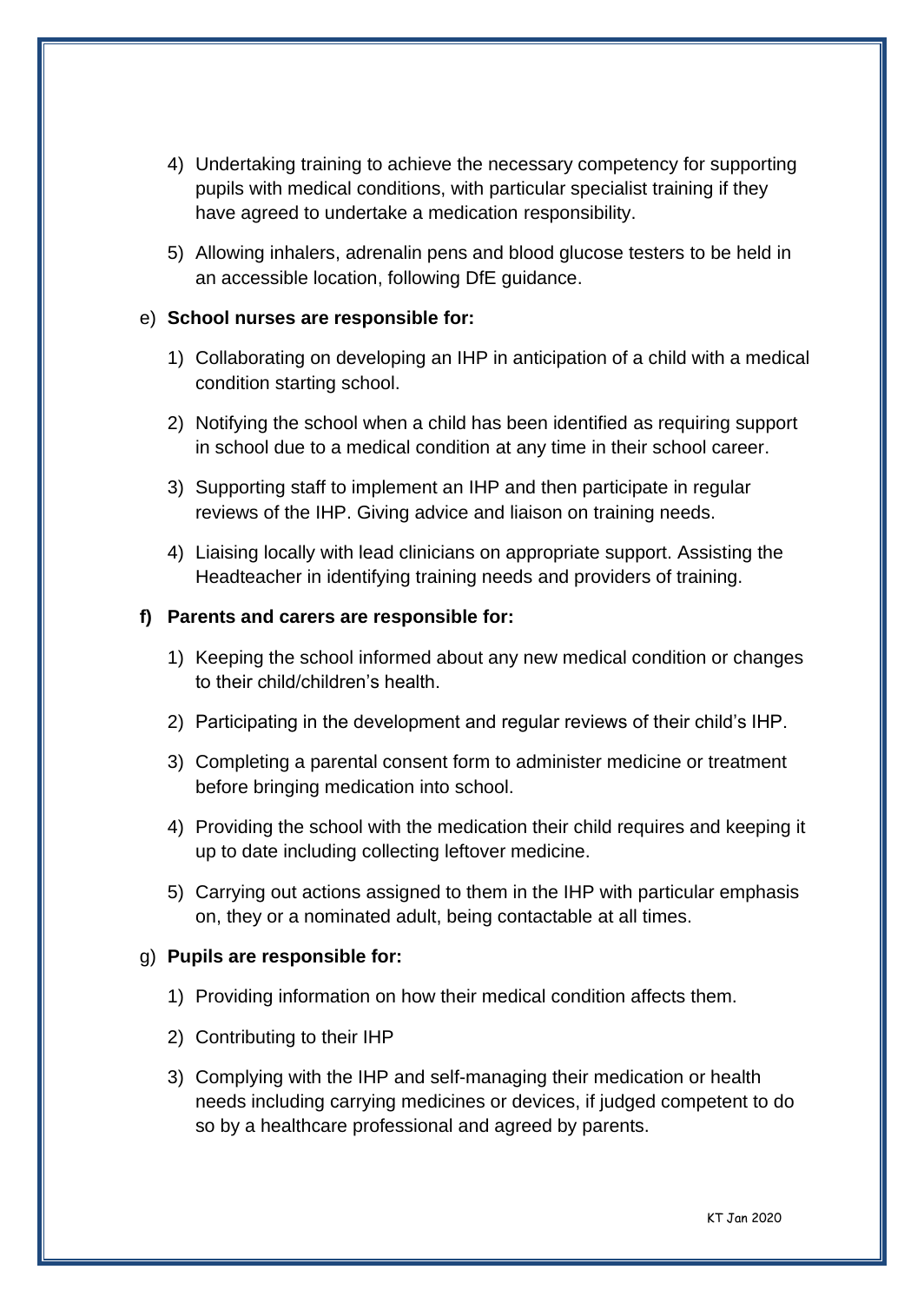4) Undertaking training to achieve the necessary competency for supporting pupils with medical conditions, with particular specialist training if they have agreed to undertake a medication responsibility.

5) Allowing inhalers, adrenalin pens and blood glucose testers to be held in an accessible location, following DfE guidance.

e) **School nurses are responsible for:**

1) Collaborating on developing an IHP in anticipation of a child with a medical condition starting school.

2) Notifying the school when a child has been identified as requiring support in school due to a medical condition at any time in their school career.

3) Supporting staff to implement an IHP and then participate in regular reviews of the IHP. Giving advice and liaison on training needs.

4) Liaising locally with lead clinicians on appropriate support. Assisting the Headteacher in identifying training needs and providers of training.

**f) Parents and carers are responsible for:**

1) Keeping the school informed about any new medical condition or changes to their child/children's health.

2) Participating in the development and regular reviews of their child's IHP.

3) Completing a parental consent form to administer medicine or treatment before bringing medication into school.

4) Providing the school with the medication their child requires and keeping it up to date including collecting leftover medicine.

5) Carrying out actions assigned to them in the IHP with particular emphasis on, they or a nominated adult, being contactable at all times.

g) **Pupils are responsible for:**

1) Providing information on how their medical condition affects them.

2) Contributing to their IHP

3) Complying with the IHP and self-managing their medication or health needs including carrying medicines or devices, if judged competent to do so by a healthcare professional and agreed by parents.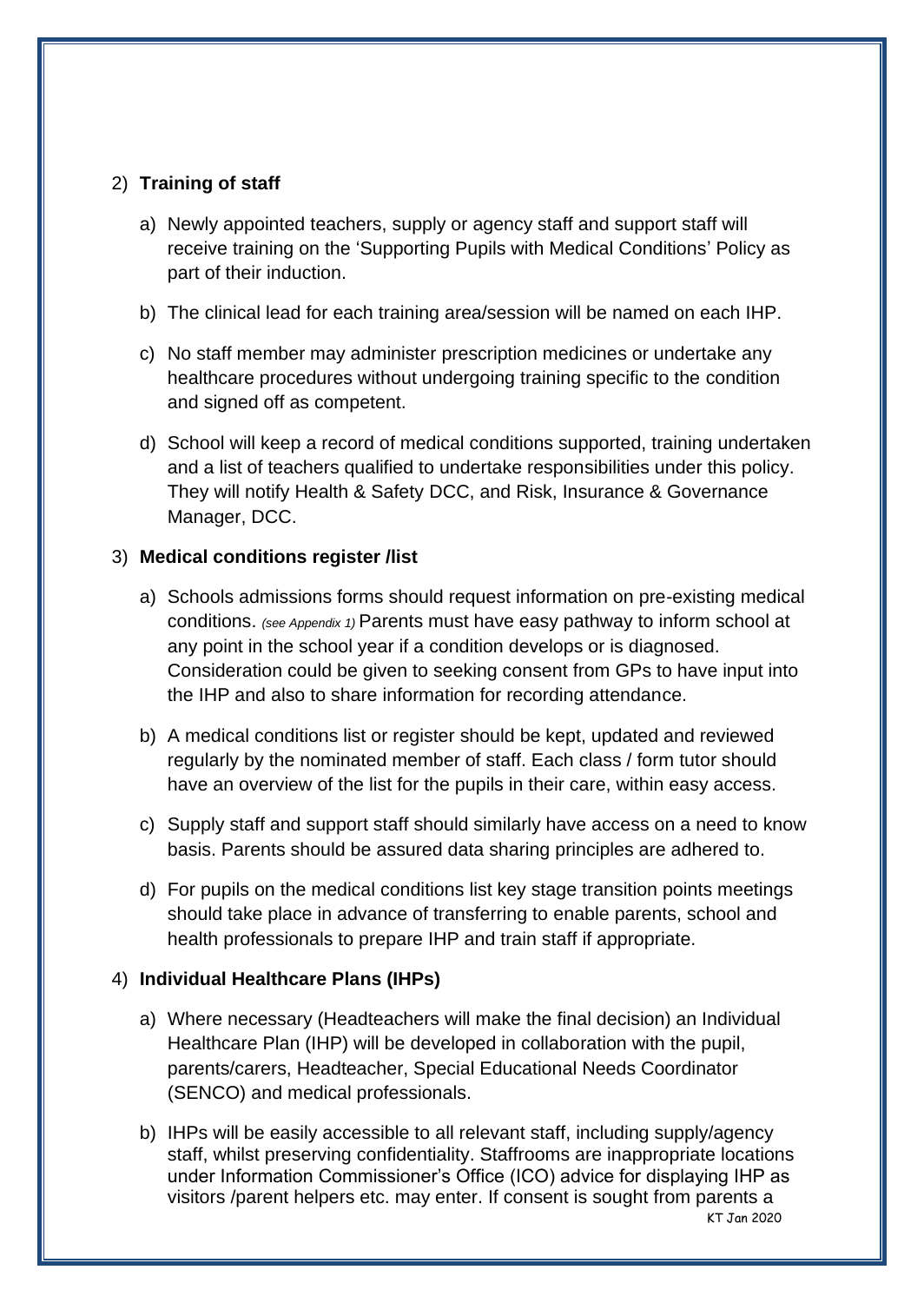2) **Training of staff**

   a) Newly appointed teachers, supply or agency staff and support staff will receive training on the 'Supporting Pupils with Medical Conditions' Policy as part of their induction.

   b) The clinical lead for each training area/session will be named on each IHP.

   c) No staff member may administer prescription medicines or undertake any healthcare procedures without undergoing training specific to the condition and signed off as competent.

   d) School will keep a record of medical conditions supported, training undertaken and a list of teachers qualified to undertake responsibilities under this policy. They will notify Health & Safety DCC, and Risk, Insurance & Governance Manager, DCC.

3) **Medical conditions register /list**

   a) Schools admissions forms should request information on pre-existing medical conditions. *(see Appendix 1)* Parents must have easy pathway to inform school at any point in the school year if a condition develops or is diagnosed. Consideration could be given to seeking consent from GPs to have input into the IHP and also to share information for recording attendance.

   b) A medical conditions list or register should be kept, updated and reviewed regularly by the nominated member of staff. Each class / form tutor should have an overview of the list for the pupils in their care, within easy access.

   c) Supply staff and support staff should similarly have access on a need to know basis. Parents should be assured data sharing principles are adhered to.

   d) For pupils on the medical conditions list key stage transition points meetings should take place in advance of transferring to enable parents, school and health professionals to prepare IHP and train staff if appropriate.

4) **Individual Healthcare Plans (IHPs)**

   a) Where necessary (Headteachers will make the final decision) an Individual Healthcare Plan (IHP) will be developed in collaboration with the pupil, parents/carers, Headteacher, Special Educational Needs Coordinator (SENCO) and medical professionals.

   b) IHPs will be easily accessible to all relevant staff, including supply/agency staff, whilst preserving confidentiality. Staffrooms are inappropriate locations under Information Commissioner's Office (ICO) advice for displaying IHP as visitors /parent helpers etc. may enter. If consent is sought from parents a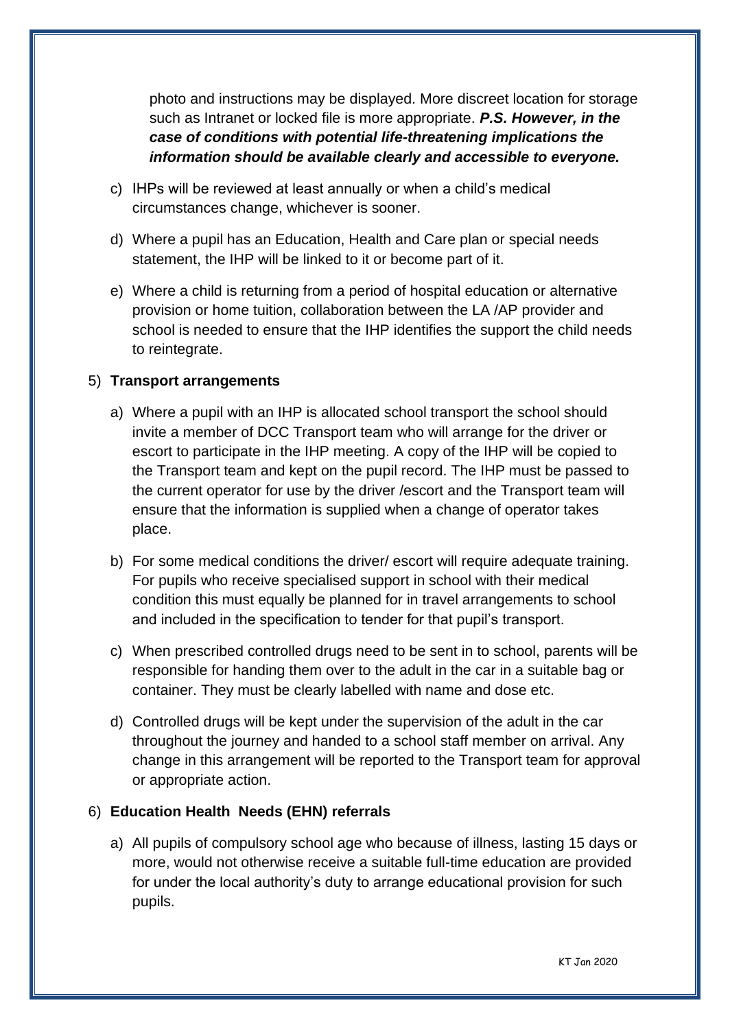photo and instructions may be displayed. More discreet location for storage such as Intranet or locked file is more appropriate. ***P.S. However, in the case of conditions with potential life-threatening implications the information should be available clearly and accessible to everyone.***

c) IHPs will be reviewed at least annually or when a child's medical circumstances change, whichever is sooner.

d) Where a pupil has an Education, Health and Care plan or special needs statement, the IHP will be linked to it or become part of it.

e) Where a child is returning from a period of hospital education or alternative provision or home tuition, collaboration between the LA /AP provider and school is needed to ensure that the IHP identifies the support the child needs to reintegrate.

5) **Transport arrangements**

a) Where a pupil with an IHP is allocated school transport the school should invite a member of DCC Transport team who will arrange for the driver or escort to participate in the IHP meeting. A copy of the IHP will be copied to the Transport team and kept on the pupil record. The IHP must be passed to the current operator for use by the driver /escort and the Transport team will ensure that the information is supplied when a change of operator takes place.

b) For some medical conditions the driver/ escort will require adequate training. For pupils who receive specialised support in school with their medical condition this must equally be planned for in travel arrangements to school and included in the specification to tender for that pupil's transport.

c) When prescribed controlled drugs need to be sent in to school, parents will be responsible for handing them over to the adult in the car in a suitable bag or container. They must be clearly labelled with name and dose etc.

d) Controlled drugs will be kept under the supervision of the adult in the car throughout the journey and handed to a school staff member on arrival. Any change in this arrangement will be reported to the Transport team for approval or appropriate action.

6) **Education Health Needs (EHN) referrals**

a) All pupils of compulsory school age who because of illness, lasting 15 days or more, would not otherwise receive a suitable full-time education are provided for under the local authority's duty to arrange educational provision for such pupils.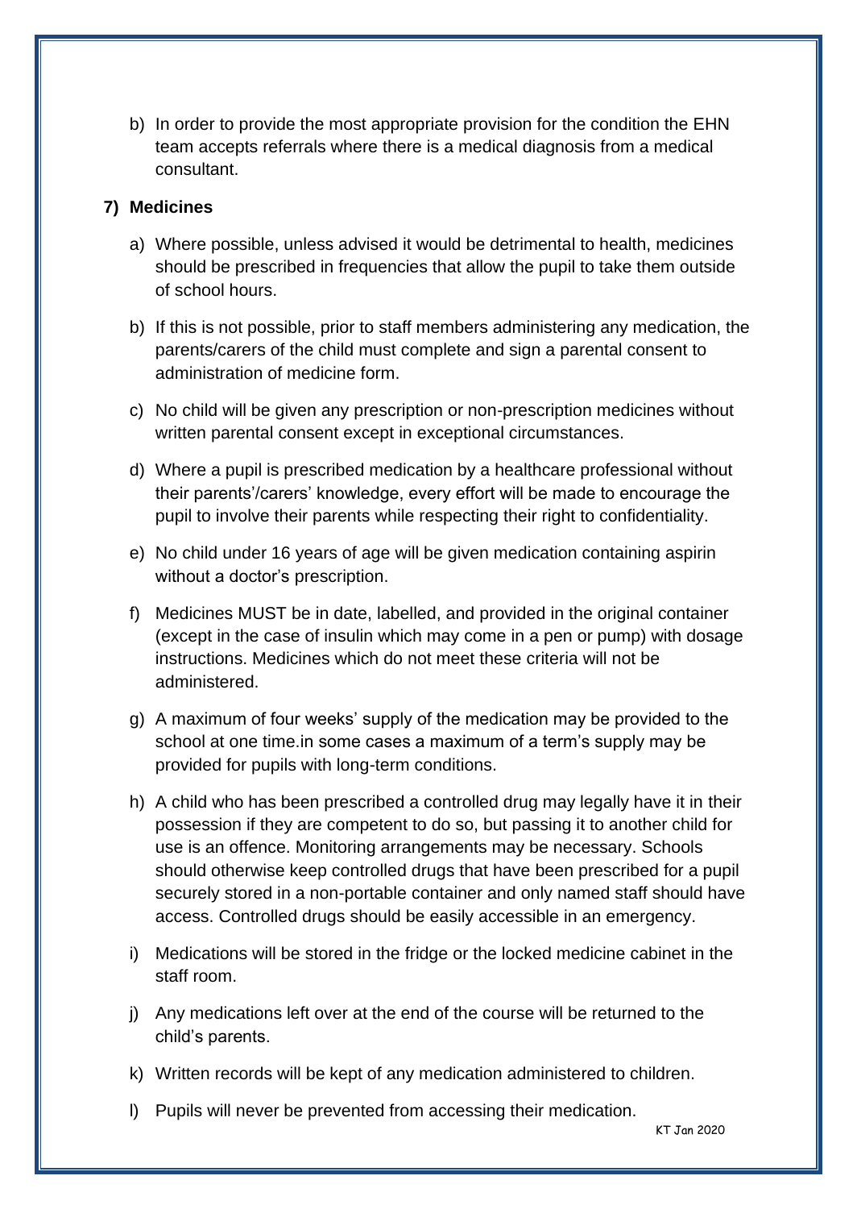b) In order to provide the most appropriate provision for the condition the EHN team accepts referrals where there is a medical diagnosis from a medical consultant.

### 7) Medicines

a) Where possible, unless advised it would be detrimental to health, medicines should be prescribed in frequencies that allow the pupil to take them outside of school hours.

b) If this is not possible, prior to staff members administering any medication, the parents/carers of the child must complete and sign a parental consent to administration of medicine form.

c) No child will be given any prescription or non-prescription medicines without written parental consent except in exceptional circumstances.

d) Where a pupil is prescribed medication by a healthcare professional without their parents'/carers' knowledge, every effort will be made to encourage the pupil to involve their parents while respecting their right to confidentiality.

e) No child under 16 years of age will be given medication containing aspirin without a doctor's prescription.

f) Medicines MUST be in date, labelled, and provided in the original container (except in the case of insulin which may come in a pen or pump) with dosage instructions. Medicines which do not meet these criteria will not be administered.

g) A maximum of four weeks' supply of the medication may be provided to the school at one time.in some cases a maximum of a term's supply may be provided for pupils with long-term conditions.

h) A child who has been prescribed a controlled drug may legally have it in their possession if they are competent to do so, but passing it to another child for use is an offence. Monitoring arrangements may be necessary. Schools should otherwise keep controlled drugs that have been prescribed for a pupil securely stored in a non-portable container and only named staff should have access. Controlled drugs should be easily accessible in an emergency.

i) Medications will be stored in the fridge or the locked medicine cabinet in the staff room.

j) Any medications left over at the end of the course will be returned to the child's parents.

k) Written records will be kept of any medication administered to children.

l) Pupils will never be prevented from accessing their medication.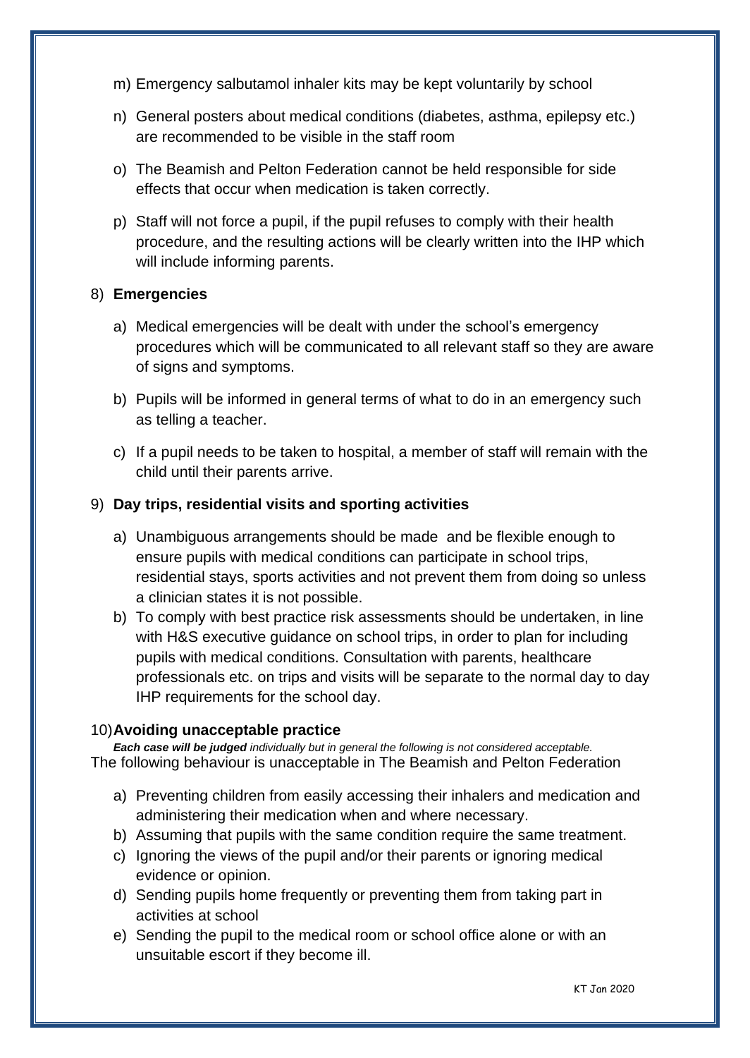m) Emergency salbutamol inhaler kits may be kept voluntarily by school

n) General posters about medical conditions (diabetes, asthma, epilepsy etc.) are recommended to be visible in the staff room

o) The Beamish and Pelton Federation cannot be held responsible for side effects that occur when medication is taken correctly.

p) Staff will not force a pupil, if the pupil refuses to comply with their health procedure, and the resulting actions will be clearly written into the IHP which will include informing parents.

8) **Emergencies**

a) Medical emergencies will be dealt with under the school's emergency procedures which will be communicated to all relevant staff so they are aware of signs and symptoms.

b) Pupils will be informed in general terms of what to do in an emergency such as telling a teacher.

c) If a pupil needs to be taken to hospital, a member of staff will remain with the child until their parents arrive.

9) **Day trips, residential visits and sporting activities**

a) Unambiguous arrangements should be made and be flexible enough to ensure pupils with medical conditions can participate in school trips, residential stays, sports activities and not prevent them from doing so unless a clinician states it is not possible.

b) To comply with best practice risk assessments should be undertaken, in line with H&S executive guidance on school trips, in order to plan for including pupils with medical conditions. Consultation with parents, healthcare professionals etc. on trips and visits will be separate to the normal day to day IHP requirements for the school day.

10) **Avoiding unacceptable practice**

***Each case will be judged*** *individually but in general the following is not considered acceptable.*

The following behaviour is unacceptable in The Beamish and Pelton Federation

a) Preventing children from easily accessing their inhalers and medication and administering their medication when and where necessary.
b) Assuming that pupils with the same condition require the same treatment.
c) Ignoring the views of the pupil and/or their parents or ignoring medical evidence or opinion.
d) Sending pupils home frequently or preventing them from taking part in activities at school
e) Sending the pupil to the medical room or school office alone or with an unsuitable escort if they become ill.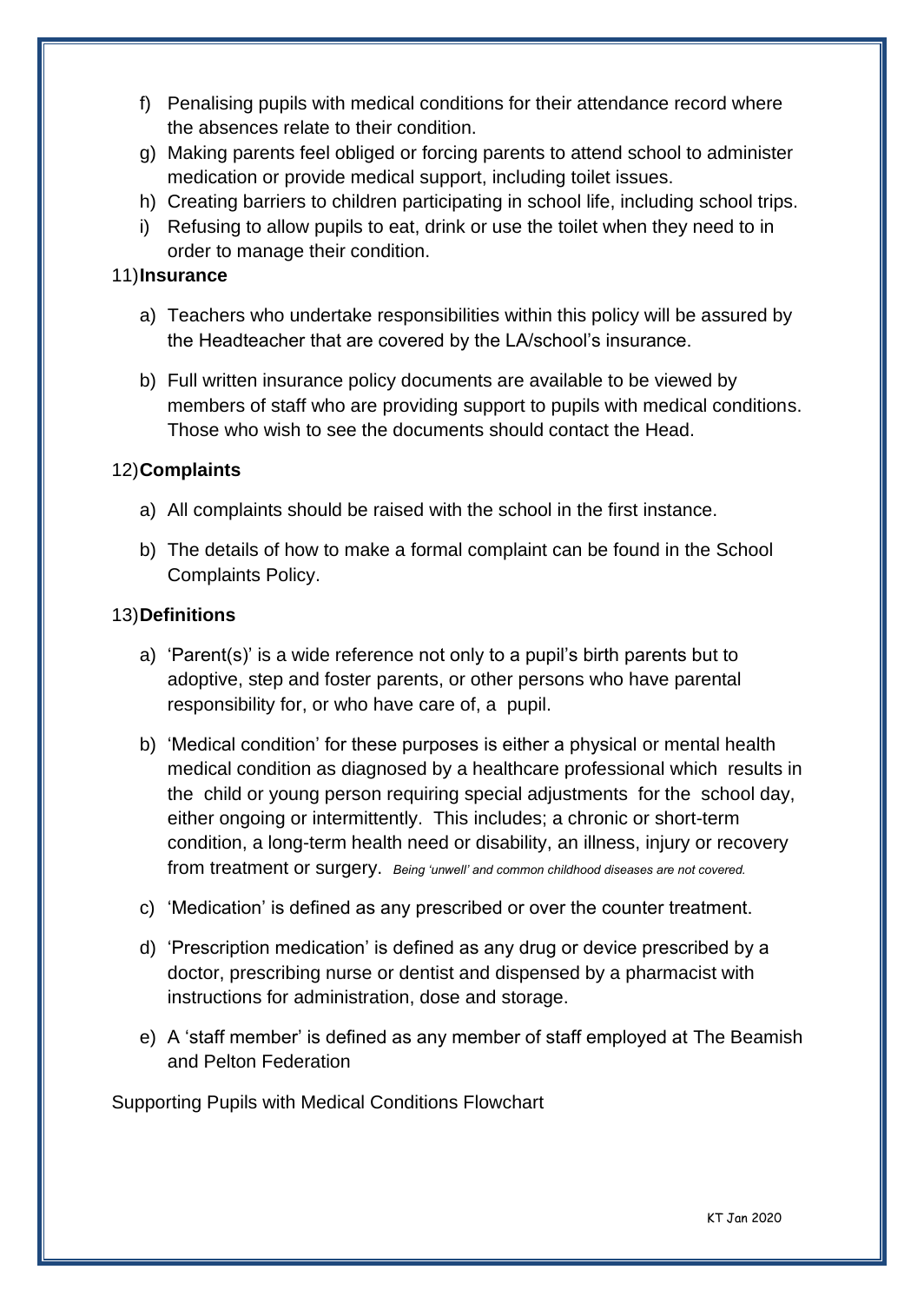f) Penalising pupils with medical conditions for their attendance record where the absences relate to their condition.
g) Making parents feel obliged or forcing parents to attend school to administer medication or provide medical support, including toilet issues.
h) Creating barriers to children participating in school life, including school trips.
i) Refusing to allow pupils to eat, drink or use the toilet when they need to in order to manage their condition.

11) **Insurance**

a) Teachers who undertake responsibilities within this policy will be assured by the Headteacher that are covered by the LA/school's insurance.

b) Full written insurance policy documents are available to be viewed by members of staff who are providing support to pupils with medical conditions. Those who wish to see the documents should contact the Head.

12) **Complaints**

a) All complaints should be raised with the school in the first instance.

b) The details of how to make a formal complaint can be found in the School Complaints Policy.

13) **Definitions**

a) 'Parent(s)' is a wide reference not only to a pupil's birth parents but to adoptive, step and foster parents, or other persons who have parental responsibility for, or who have care of, a pupil.

b) 'Medical condition' for these purposes is either a physical or mental health medical condition as diagnosed by a healthcare professional which results in the child or young person requiring special adjustments for the school day, either ongoing or intermittently. This includes; a chronic or short-term condition, a long-term health need or disability, an illness, injury or recovery from treatment or surgery. *Being 'unwell' and common childhood diseases are not covered.*

c) 'Medication' is defined as any prescribed or over the counter treatment.

d) 'Prescription medication' is defined as any drug or device prescribed by a doctor, prescribing nurse or dentist and dispensed by a pharmacist with instructions for administration, dose and storage.

e) A 'staff member' is defined as any member of staff employed at The Beamish and Pelton Federation

Supporting Pupils with Medical Conditions Flowchart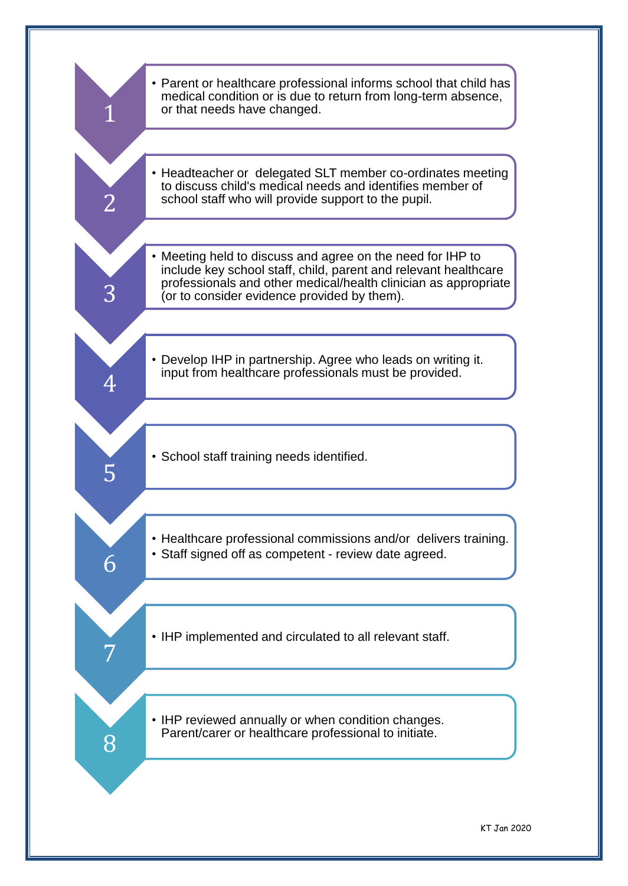1

- Parent or healthcare professional informs school that child has medical condition or is due to return from long-term absence, or that needs have changed.

2

- Headteacher or delegated SLT member co-ordinates meeting to discuss child's medical needs and identifies member of school staff who will provide support to the pupil.

3

- Meeting held to discuss and agree on the need for IHP to include key school staff, child, parent and relevant healthcare professionals and other medical/health clinician as appropriate (or to consider evidence provided by them).

4

- Develop IHP in partnership. Agree who leads on writing it. input from healthcare professionals must be provided.

5

- School staff training needs identified.

6

- Healthcare professional commissions and/or delivers training.
- Staff signed off as competent - review date agreed.

7

- IHP implemented and circulated to all relevant staff.

8

- IHP reviewed annually or when condition changes. Parent/carer or healthcare professional to initiate.

KT Jan 2020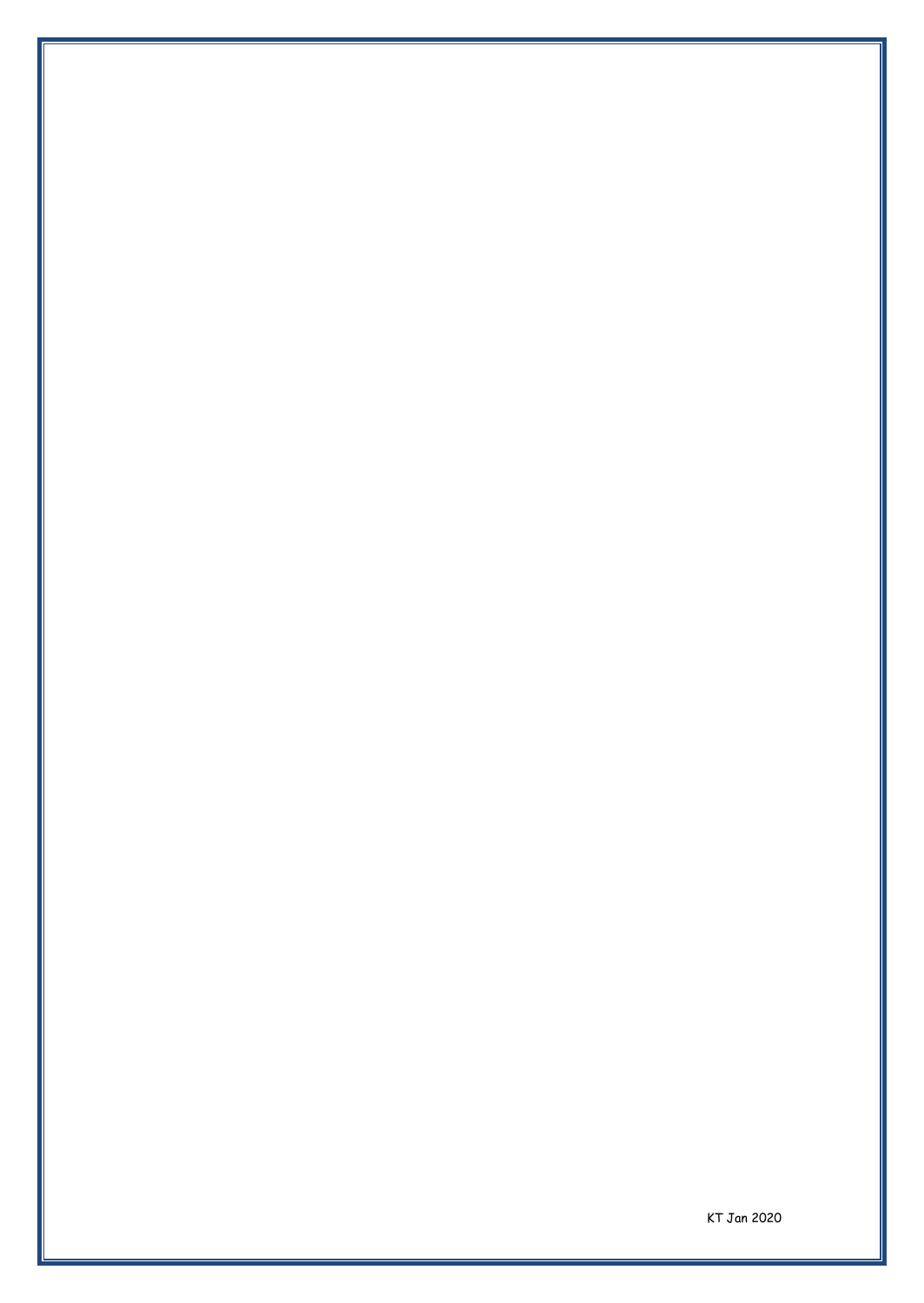KT Jan 2020